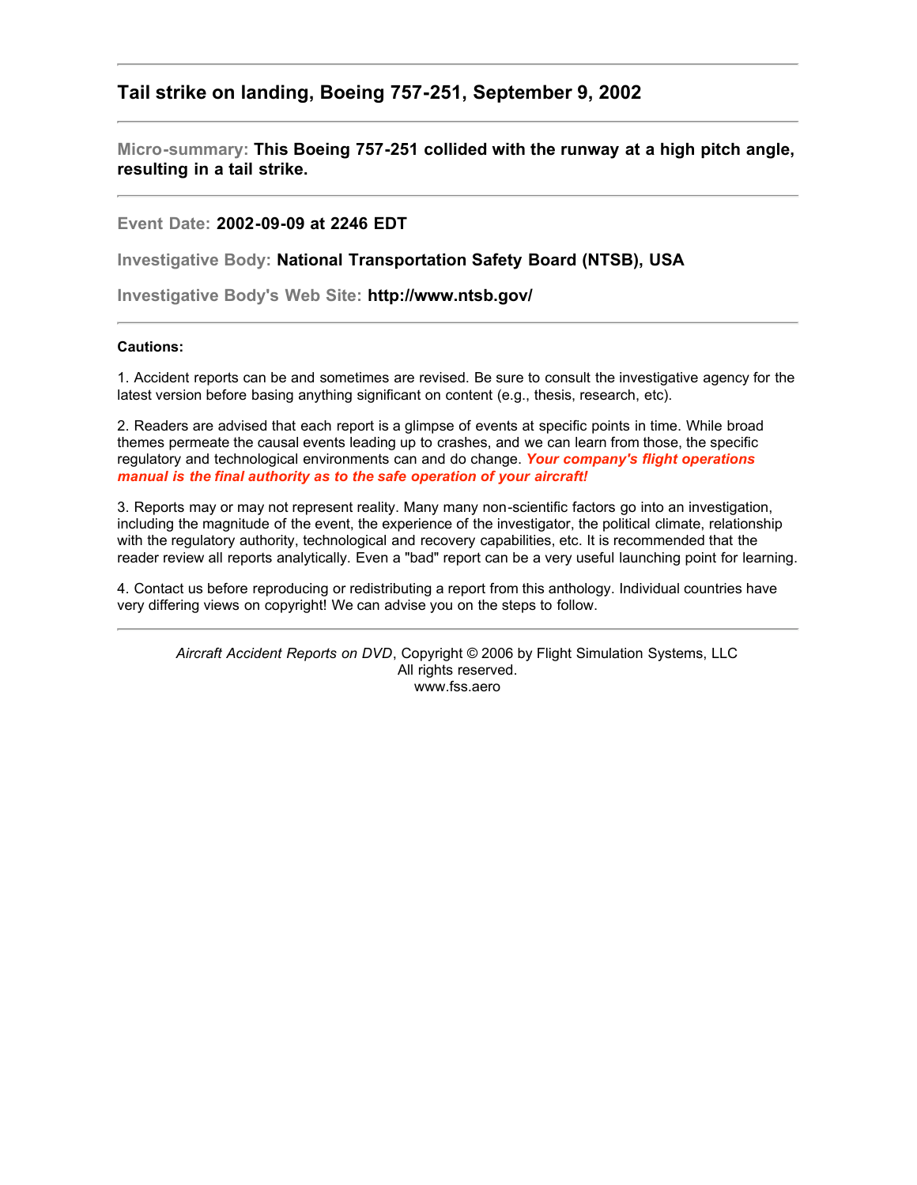## Tail strike on landing, Boeing 757-251, September 9, 2002

---

**Micro-summary: This Boeing 757-251 collided with the runway at a high pitch angle, resulting in a tail strike.**

---

**Event Date: 2002-09-09 at 2246 EDT**

**Investigative Body: National Transportation Safety Board (NTSB), USA**

**Investigative Body's Web Site: http://www.ntsb.gov/**

---

**Cautions:**

1. Accident reports can be and sometimes are revised. Be sure to consult the investigative agency for the latest version before basing anything significant on content (e.g., thesis, research, etc).

2. Readers are advised that each report is a glimpse of events at specific points in time. While broad themes permeate the causal events leading up to crashes, and we can learn from those, the specific regulatory and technological environments can and do change. ***Your company's flight operations manual is the final authority as to the safe operation of your aircraft!***

3. Reports may or may not represent reality. Many many non-scientific factors go into an investigation, including the magnitude of the event, the experience of the investigator, the political climate, relationship with the regulatory authority, technological and recovery capabilities, etc. It is recommended that the reader review all reports analytically. Even a "bad" report can be a very useful launching point for learning.

4. Contact us before reproducing or redistributing a report from this anthology. Individual countries have very differing views on copyright! We can advise you on the steps to follow.

---

*Aircraft Accident Reports on DVD*, Copyright © 2006 by Flight Simulation Systems, LLC
All rights reserved.
www.fss.aero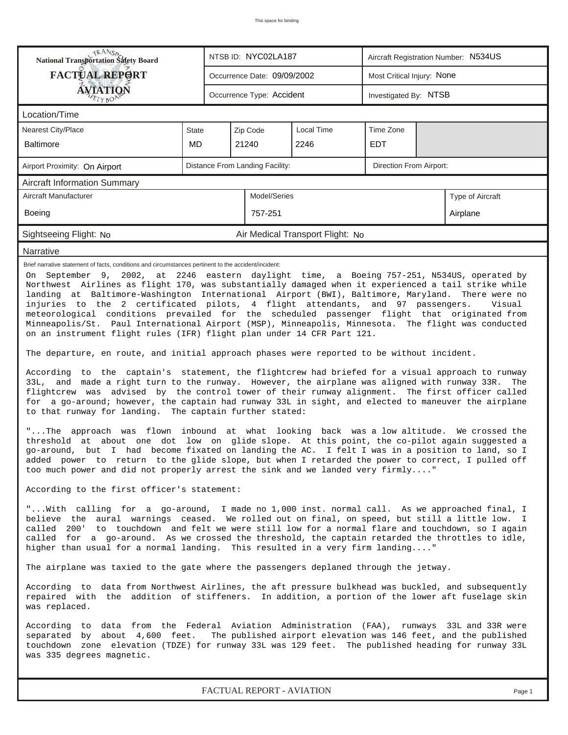This space for binding

| National Transportation Safety Board FACTUAL REPORT AVIATION | NTSB ID: NYC02LA187 | Aircraft Registration Number: N534US |
|---|---|---|
| | Occurrence Date: 09/09/2002 | Most Critical Injury: None |
| | Occurrence Type: Accident | Investigated By: NTSB |

## Location/Time

| Nearest City/Place | State | Zip Code | Local Time | Time Zone |
|---|---|---|---|---|
| Baltimore | MD | 21240 | 2246 | EDT |

| Airport Proximity: On Airport | Distance From Landing Facility: | Direction From Airport: |
|---|---|---|

## Aircraft Information Summary

| Aircraft Manufacturer | Model/Series | Type of Aircraft |
|---|---|---|
| Boeing | 757-251 | Airplane |

Sightseeing Flight: No        Air Medical Transport Flight: No

## Narrative

Brief narrative statement of facts, conditions and circumstances pertinent to the accident/incident:

On September 9, 2002, at 2246 eastern daylight time, a Boeing 757-251, N534US, operated by Northwest Airlines as flight 170, was substantially damaged when it experienced a tail strike while landing at Baltimore-Washington International Airport (BWI), Baltimore, Maryland. There were no injuries to the 2 certificated pilots, 4 flight attendants, and 97 passengers. Visual meteorological conditions prevailed for the scheduled passenger flight that originated from Minneapolis/St. Paul International Airport (MSP), Minneapolis, Minnesota. The flight was conducted on an instrument flight rules (IFR) flight plan under 14 CFR Part 121.

The departure, en route, and initial approach phases were reported to be without incident.

According to the captain's statement, the flightcrew had briefed for a visual approach to runway 33L, and made a right turn to the runway. However, the airplane was aligned with runway 33R. The flightcrew was advised by the control tower of their runway alignment. The first officer called for a go-around; however, the captain had runway 33L in sight, and elected to maneuver the airplane to that runway for landing. The captain further stated:

"...The approach was flown inbound at what looking back was a low altitude. We crossed the threshold at about one dot low on glide slope. At this point, the co-pilot again suggested a go-around, but I had become fixated on landing the AC. I felt I was in a position to land, so I added power to return to the glide slope, but when I retarded the power to correct, I pulled off too much power and did not properly arrest the sink and we landed very firmly...."

According to the first officer's statement:

"...With calling for a go-around, I made no 1,000 inst. normal call. As we approached final, I believe the aural warnings ceased. We rolled out on final, on speed, but still a little low. I called 200' to touchdown and felt we were still low for a normal flare and touchdown, so I again called for a go-around. As we crossed the threshold, the captain retarded the throttles to idle, higher than usual for a normal landing. This resulted in a very firm landing...."

The airplane was taxied to the gate where the passengers deplaned through the jetway.

According to data from Northwest Airlines, the aft pressure bulkhead was buckled, and subsequently repaired with the addition of stiffeners. In addition, a portion of the lower aft fuselage skin was replaced.

According to data from the Federal Aviation Administration (FAA), runways 33L and 33R were separated by about 4,600 feet. The published airport elevation was 146 feet, and the published touchdown zone elevation (TDZE) for runway 33L was 129 feet. The published heading for runway 33L was 335 degrees magnetic.

FACTUAL REPORT - AVIATION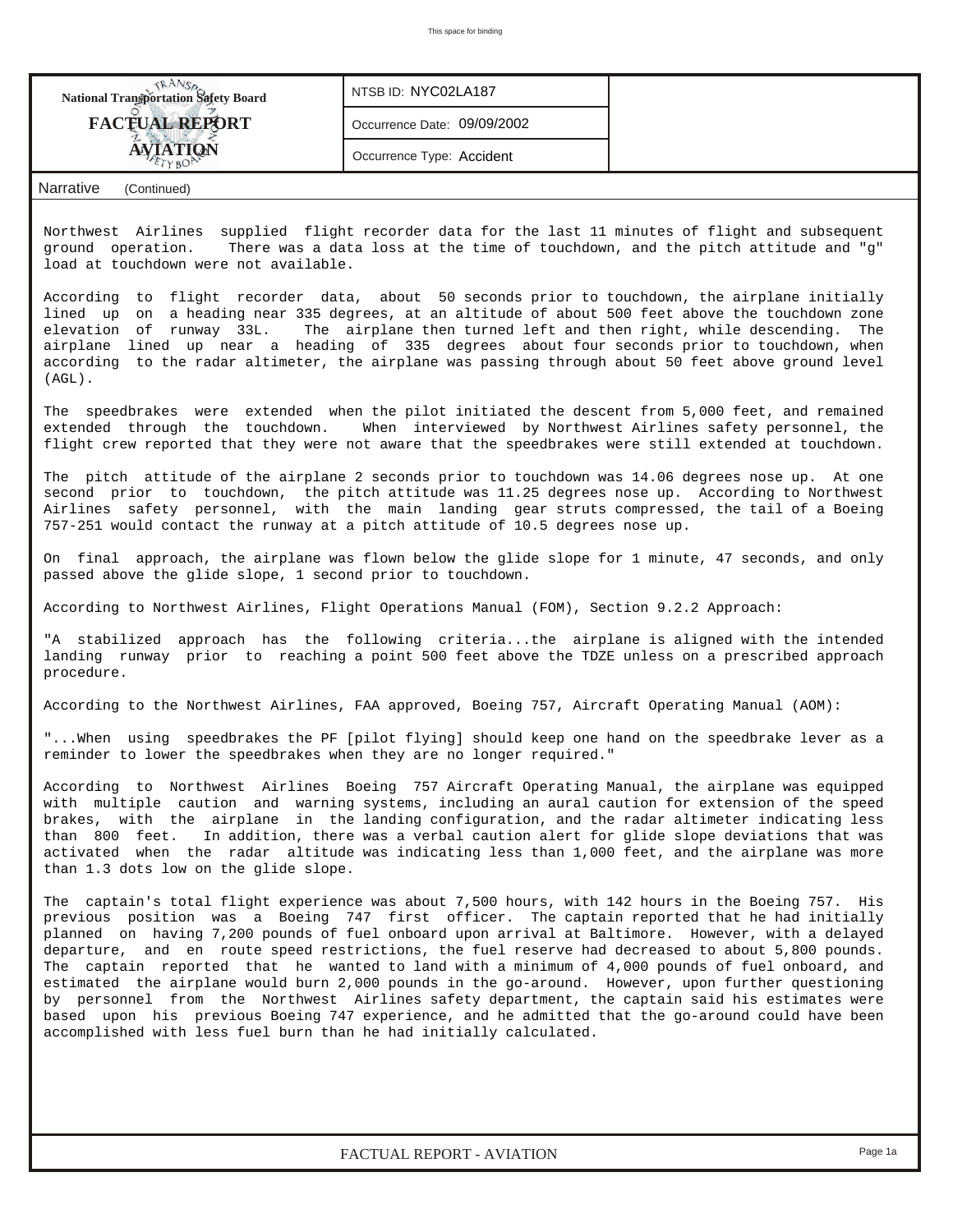**National Transportation Safety Board**

**FACTUAL REPORT**

**AVIATION**

| NTSB ID: NYC02LA187 |
| --- |
| Occurrence Date: 09/09/2002 |
| Occurrence Type: Accident |

## Narrative (Continued)

Northwest Airlines supplied flight recorder data for the last 11 minutes of flight and subsequent ground operation. There was a data loss at the time of touchdown, and the pitch attitude and "g" load at touchdown were not available.

According to flight recorder data, about 50 seconds prior to touchdown, the airplane initially lined up on a heading near 335 degrees, at an altitude of about 500 feet above the touchdown zone elevation of runway 33L. The airplane then turned left and then right, while descending. The airplane lined up near a heading of 335 degrees about four seconds prior to touchdown, when according to the radar altimeter, the airplane was passing through about 50 feet above ground level (AGL).

The speedbrakes were extended when the pilot initiated the descent from 5,000 feet, and remained extended through the touchdown. When interviewed by Northwest Airlines safety personnel, the flight crew reported that they were not aware that the speedbrakes were still extended at touchdown.

The pitch attitude of the airplane 2 seconds prior to touchdown was 14.06 degrees nose up. At one second prior to touchdown, the pitch attitude was 11.25 degrees nose up. According to Northwest Airlines safety personnel, with the main landing gear struts compressed, the tail of a Boeing 757-251 would contact the runway at a pitch attitude of 10.5 degrees nose up.

On final approach, the airplane was flown below the glide slope for 1 minute, 47 seconds, and only passed above the glide slope, 1 second prior to touchdown.

According to Northwest Airlines, Flight Operations Manual (FOM), Section 9.2.2 Approach:

"A stabilized approach has the following criteria...the airplane is aligned with the intended landing runway prior to reaching a point 500 feet above the TDZE unless on a prescribed approach procedure.

According to the Northwest Airlines, FAA approved, Boeing 757, Aircraft Operating Manual (AOM):

"...When using speedbrakes the PF [pilot flying] should keep one hand on the speedbrake lever as a reminder to lower the speedbrakes when they are no longer required."

According to Northwest Airlines Boeing 757 Aircraft Operating Manual, the airplane was equipped with multiple caution and warning systems, including an aural caution for extension of the speed brakes, with the airplane in the landing configuration, and the radar altimeter indicating less than 800 feet. In addition, there was a verbal caution alert for glide slope deviations that was activated when the radar altitude was indicating less than 1,000 feet, and the airplane was more than 1.3 dots low on the glide slope.

The captain's total flight experience was about 7,500 hours, with 142 hours in the Boeing 757. His previous position was a Boeing 747 first officer. The captain reported that he had initially planned on having 7,200 pounds of fuel onboard upon arrival at Baltimore. However, with a delayed departure, and en route speed restrictions, the fuel reserve had decreased to about 5,800 pounds. The captain reported that he wanted to land with a minimum of 4,000 pounds of fuel onboard, and estimated the airplane would burn 2,000 pounds in the go-around. However, upon further questioning by personnel from the Northwest Airlines safety department, the captain said his estimates were based upon his previous Boeing 747 experience, and he admitted that the go-around could have been accomplished with less fuel burn than he had initially calculated.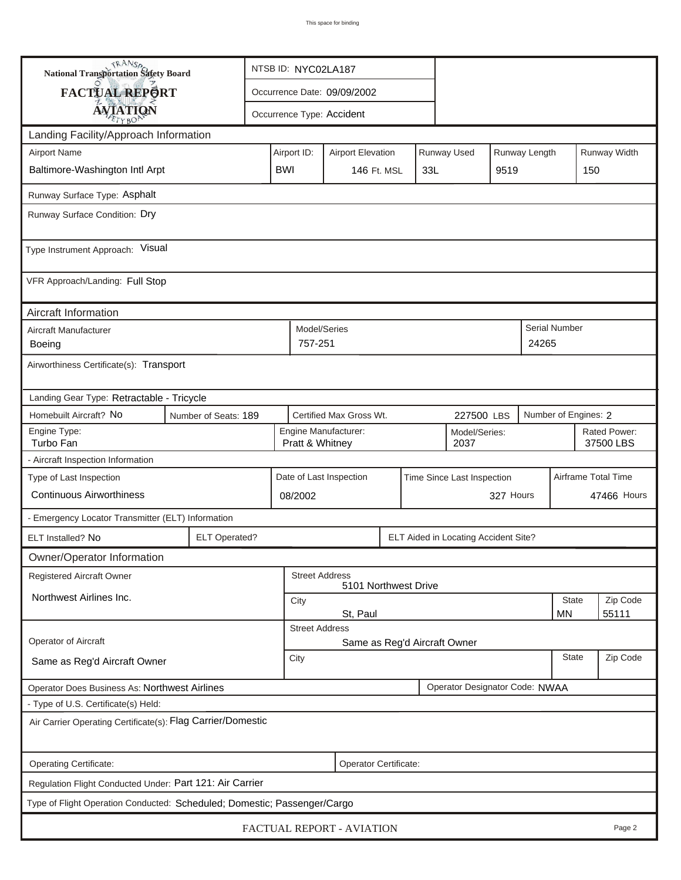National Transportation Safety Board

**FACTUAL REPORT**

**AVIATION**

| NTSB ID: NYC02LA187 |
|---|
| Occurrence Date: 09/09/2002 |
| Occurrence Type: Accident |

## Landing Facility/Approach Information

| Airport Name | Airport ID: | Airport Elevation | Runway Used | Runway Length | Runway Width |
|---|---|---|---|---|---|
| Baltimore-Washington Intl Arpt | BWI | 146 Ft. MSL | 33L | 9519 | 150 |

Runway Surface Type: Asphalt

Runway Surface Condition: Dry

Type Instrument Approach: Visual

VFR Approach/Landing: Full Stop

## Aircraft Information

| Aircraft Manufacturer | Model/Series | Serial Number |
|---|---|---|
| Boeing | 757-251 | 24265 |

Airworthiness Certificate(s): Transport

Landing Gear Type: Retractable - Tricycle

| Homebuilt Aircraft? | Number of Seats: | Certified Max Gross Wt. | Number of Engines: |
|---|---|---|---|
| No | 189 | 227500 LBS | 2 |

| Engine Type: | Engine Manufacturer: | Model/Series: | Rated Power: |
|---|---|---|---|
| Turbo Fan | Pratt & Whitney | 2037 | 37500 LBS |

- Aircraft Inspection Information

| Type of Last Inspection | Date of Last Inspection | Time Since Last Inspection | Airframe Total Time |
|---|---|---|---|
| Continuous Airworthiness | 08/2002 | 327 Hours | 47466 Hours |

- Emergency Locator Transmitter (ELT) Information

| ELT Installed? | ELT Operated? | ELT Aided in Locating Accident Site? |
|---|---|---|
| No | | |

## Owner/Operator Information

| Registered Aircraft Owner | Street Address | City | State | Zip Code |
|---|---|---|---|---|
| Northwest Airlines Inc. | 5101 Northwest Drive | St, Paul | MN | 55111 |

| Operator of Aircraft | Street Address | City | State | Zip Code |
|---|---|---|---|---|
| Same as Reg'd Aircraft Owner | Same as Reg'd Aircraft Owner | | | |

Operator Does Business As: Northwest Airlines

Operator Designator Code: NWAA

- Type of U.S. Certificate(s) Held:

Air Carrier Operating Certificate(s): Flag Carrier/Domestic

Operating Certificate:

Operator Certificate:

Regulation Flight Conducted Under: Part 121: Air Carrier

Type of Flight Operation Conducted: Scheduled; Domestic; Passenger/Cargo

FACTUAL REPORT - AVIATION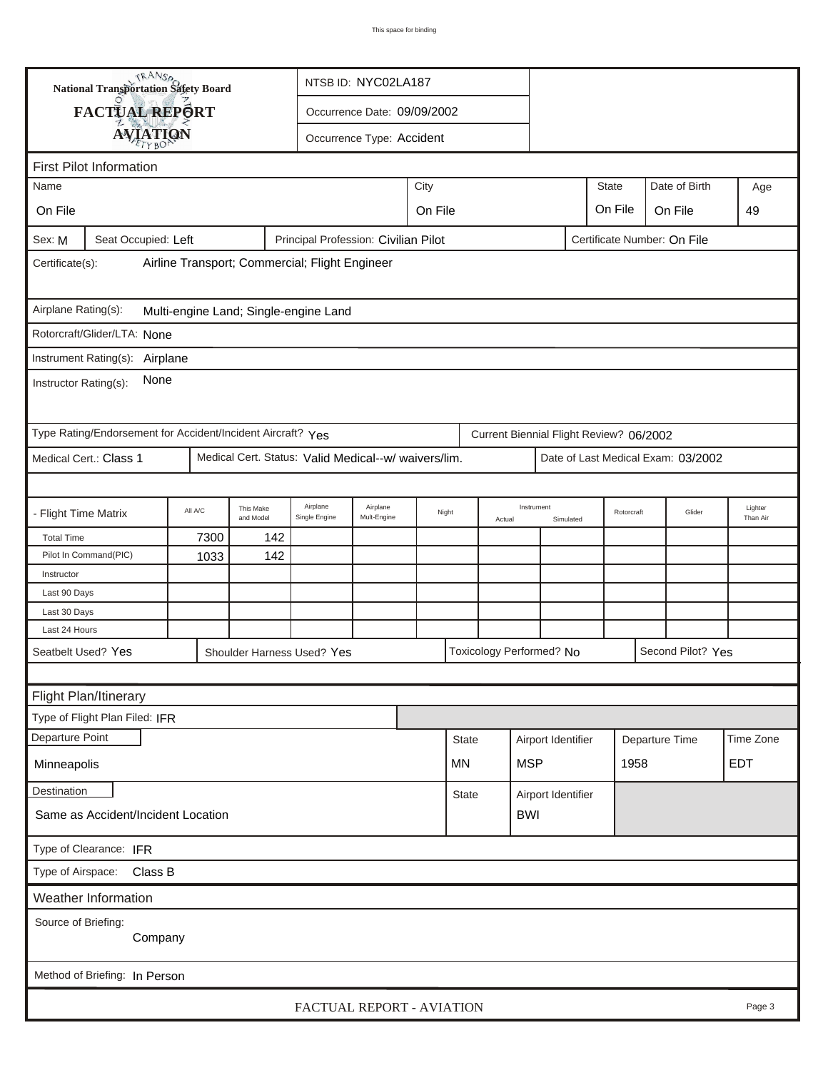National Transportation Safety Board

**FACTUAL REPORT**

**AVIATION**

NTSB ID: NYC02LA187

Occurrence Date: 09/09/2002

Occurrence Type: Accident

## First Pilot Information

| Name | City | State | Date of Birth | Age |
|---|---|---|---|---|
| On File | On File | On File | On File | 49 |

Sex: M | Seat Occupied: Left | Principal Profession: Civilian Pilot | Certificate Number: On File

Certificate(s): Airline Transport; Commercial; Flight Engineer

Airplane Rating(s): Multi-engine Land; Single-engine Land

Rotorcraft/Glider/LTA: None

Instrument Rating(s): Airplane

Instructor Rating(s): None

Type Rating/Endorsement for Accident/Incident Aircraft? Yes | Current Biennial Flight Review? 06/2002

Medical Cert.: Class 1 | Medical Cert. Status: Valid Medical--w/ waivers/lim. | Date of Last Medical Exam: 03/2002

| - Flight Time Matrix | All A/C | This Make and Model | Airplane Single Engine | Airplane Mult-Engine | Night | Instrument Actual | Instrument Simulated | Rotorcraft | Glider | Lighter Than Air |
|---|---|---|---|---|---|---|---|---|---|---|
| Total Time | 7300 | 142 | | | | | | | | |
| Pilot In Command(PIC) | 1033 | 142 | | | | | | | | |
| Instructor | | | | | | | | | | |
| Last 90 Days | | | | | | | | | | |
| Last 30 Days | | | | | | | | | | |
| Last 24 Hours | | | | | | | | | | |

Seatbelt Used? Yes | Shoulder Harness Used? Yes | Toxicology Performed? No | Second Pilot? Yes

## Flight Plan/Itinerary

Type of Flight Plan Filed: IFR

| Departure Point | State | Airport Identifier | Departure Time | Time Zone |
|---|---|---|---|---|
| Minneapolis | MN | MSP | 1958 | EDT |

| Destination | State | Airport Identifier |
|---|---|---|
| Same as Accident/Incident Location | | BWI |

Type of Clearance: IFR

Type of Airspace: Class B

## Weather Information

Source of Briefing: Company

Method of Briefing: In Person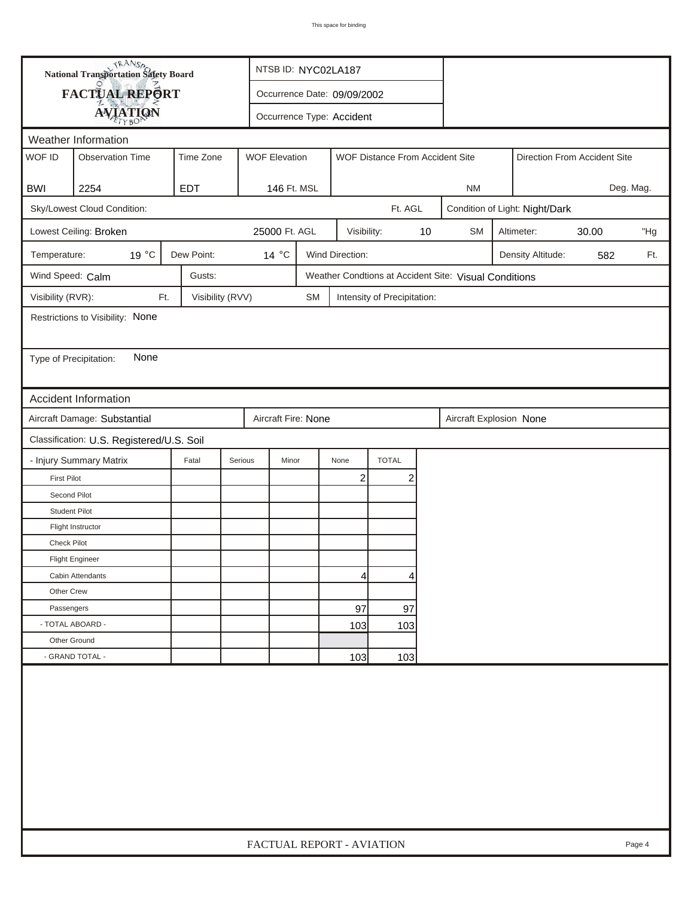This space for binding

**National Transportation Safety Board**

# FACTUAL REPORT AVIATION

NTSB ID: NYC02LA187

Occurrence Date: 09/09/2002

Occurrence Type: Accident

## Weather Information

| WOF ID | Observation Time | Time Zone | WOF Elevation | WOF Distance From Accident Site | Direction From Accident Site |
|---|---|---|---|---|---|
| BWI | 2254 | EDT | 146 Ft. MSL | NM | Deg. Mag. |

Sky/Lowest Cloud Condition: Ft. AGL

Condition of Light: Night/Dark

Lowest Ceiling: Broken 25000 Ft. AGL

Visibility: 10 SM

Altimeter: 30.00 "Hg

Temperature: 19 °C

Dew Point: 14 °C

Wind Direction:

Density Altitude: 582 Ft.

Wind Speed: Calm

Gusts:

Weather Condtions at Accident Site: Visual Conditions

Visibility (RVR): Ft.

Visibility (RVV) SM

Intensity of Precipitation:

Restrictions to Visibility: None

Type of Precipitation: None

## Accident Information

Aircraft Damage: Substantial

Aircraft Fire: None

Aircraft Explosion None

Classification: U.S. Registered/U.S. Soil

| - Injury Summary Matrix | Fatal | Serious | Minor | None | TOTAL |
|---|---|---|---|---|---|
| First Pilot | | | | 2 | 2 |
| Second Pilot | | | | | |
| Student Pilot | | | | | |
| Flight Instructor | | | | | |
| Check Pilot | | | | | |
| Flight Engineer | | | | | |
| Cabin Attendants | | | | 4 | 4 |
| Other Crew | | | | | |
| Passengers | | | | 97 | 97 |
| - TOTAL ABOARD - | | | | 103 | 103 |
| Other Ground | | | | | |
| - GRAND TOTAL - | | | | 103 | 103 |

FACTUAL REPORT - AVIATION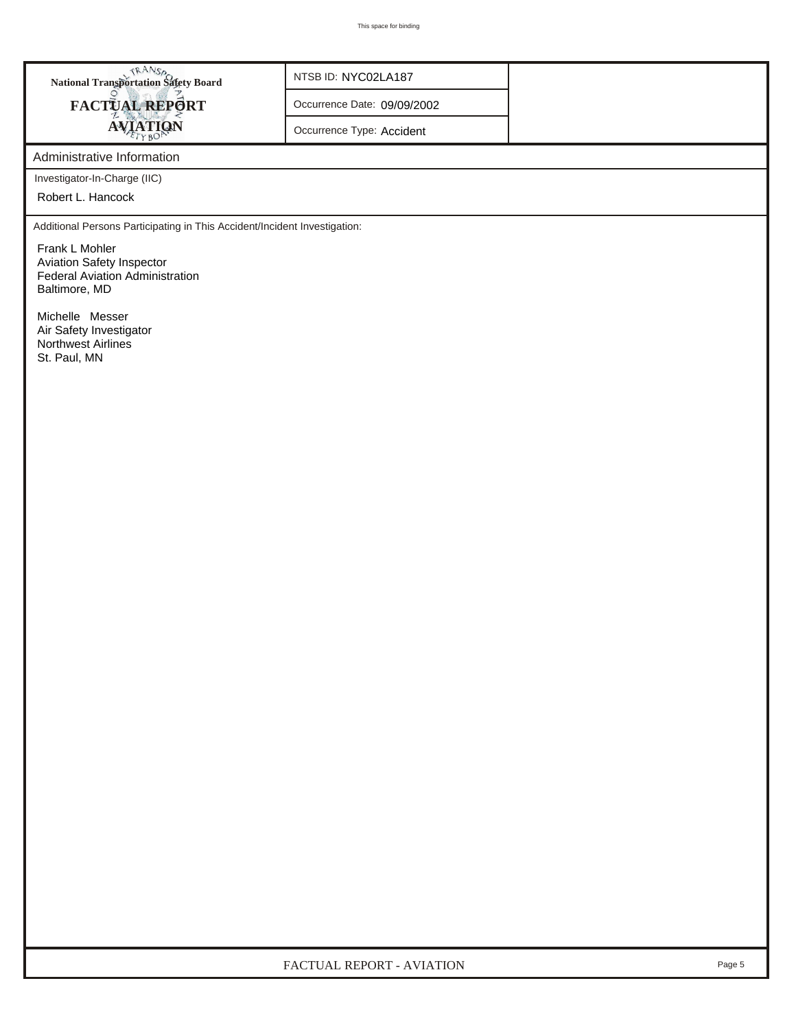National Transportation Safety Board

**FACTUAL REPORT**

**AVIATION**

| | |
|---|---|
| NTSB ID: NYC02LA187 | |
| Occurrence Date: 09/09/2002 | |
| Occurrence Type: Accident | |

## Administrative Information

Investigator-In-Charge (IIC)

Robert L. Hancock

Additional Persons Participating in This Accident/Incident Investigation:

Frank L Mohler
Aviation Safety Inspector
Federal Aviation Administration
Baltimore, MD

Michelle Messer
Air Safety Investigator
Northwest Airlines
St. Paul, MN